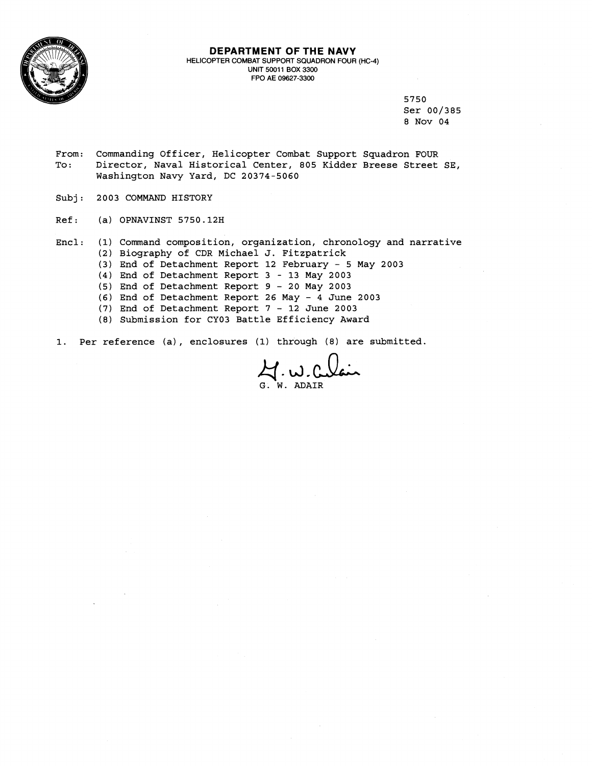**DEPARTMENT OF THE NAVY**
HELICOPTER COMBAT SUPPORT SQUADRON FOUR (HC-4)
UNIT 50011 BOX 3300
FPO AE 09627-3300

5750
Ser 00/385
8 Nov 04

From: Commanding Officer, Helicopter Combat Support Squadron FOUR
To: Director, Naval Historical Center, 805 Kidder Breese Street SE, Washington Navy Yard, DC 20374-5060

Subj: 2003 COMMAND HISTORY

Ref: (a) OPNAVINST 5750.12H

Encl: (1) Command composition, organization, chronology and narrative
(2) Biography of CDR Michael J. Fitzpatrick
(3) End of Detachment Report 12 February - 5 May 2003
(4) End of Detachment Report 3 - 13 May 2003
(5) End of Detachment Report 9 - 20 May 2003
(6) End of Detachment Report 26 May - 4 June 2003
(7) End of Detachment Report 7 - 12 June 2003
(8) Submission for CY03 Battle Efficiency Award

1. Per reference (a), enclosures (1) through (8) are submitted.

G. W. Adair
G. W. ADAIR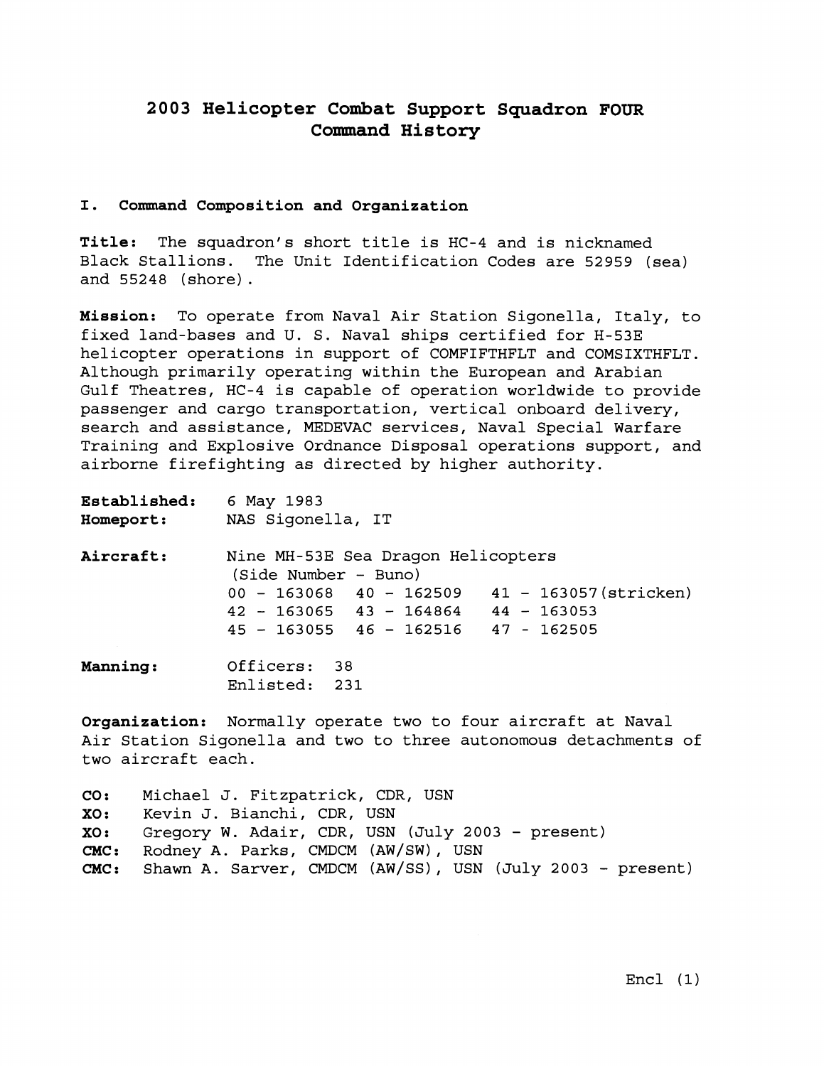# 2003 Helicopter Combat Support Squadron FOUR Command History

## I. Command Composition and Organization

**Title:** The squadron's short title is HC-4 and is nicknamed Black Stallions. The Unit Identification Codes are 52959 (sea) and 55248 (shore).

**Mission:** To operate from Naval Air Station Sigonella, Italy, to fixed land-bases and U. S. Naval ships certified for H-53E helicopter operations in support of COMFIFTHFLT and COMSIXTHFLT. Although primarily operating within the European and Arabian Gulf Theatres, HC-4 is capable of operation worldwide to provide passenger and cargo transportation, vertical onboard delivery, search and assistance, MEDEVAC services, Naval Special Warfare Training and Explosive Ordnance Disposal operations support, and airborne firefighting as directed by higher authority.

**Established:** 6 May 1983
**Homeport:** NAS Sigonella, IT

**Aircraft:** Nine MH-53E Sea Dragon Helicopters
(Side Number - Buno)

| | | |
|---|---|---|
| 00 - 163068 | 40 - 162509 | 41 - 163057(stricken) |
| 42 - 163065 | 43 - 164864 | 44 - 163053 |
| 45 - 163055 | 46 - 162516 | 47 - 162505 |

**Manning:** Officers: 38
Enlisted: 231

**Organization:** Normally operate two to four aircraft at Naval Air Station Sigonella and two to three autonomous detachments of two aircraft each.

**CO:** Michael J. Fitzpatrick, CDR, USN
**XO:** Kevin J. Bianchi, CDR, USN
**XO:** Gregory W. Adair, CDR, USN (July 2003 - present)
**CMC:** Rodney A. Parks, CMDCM (AW/SW), USN
**CMC:** Shawn A. Sarver, CMDCM (AW/SS), USN (July 2003 - present)

Encl (1)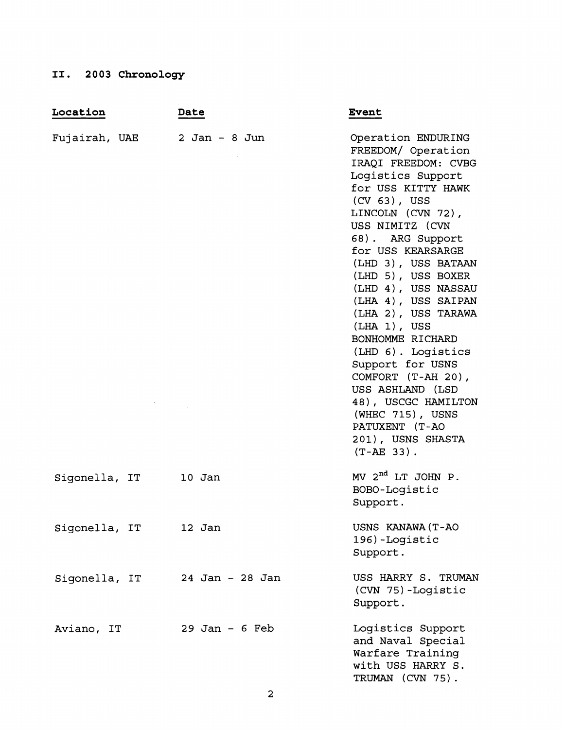## II. 2003 Chronology

| Location | Date | Event |
|---|---|---|
| Fujairah, UAE | 2 Jan - 8 Jun | Operation ENDURING FREEDOM/ Operation IRAQI FREEDOM: CVBG Logistics Support for USS KITTY HAWK (CV 63), USS LINCOLN (CVN 72), USS NIMITZ (CVN 68). ARG Support for USS KEARSARGE (LHD 3), USS BATAAN (LHD 5), USS BOXER (LHD 4), USS NASSAU (LHA 4), USS SAIPAN (LHA 2), USS TARAWA (LHA 1), USS BONHOMME RICHARD (LHD 6). Logistics Support for USNS COMFORT (T-AH 20), USS ASHLAND (LSD 48), USCGC HAMILTON (WHEC 715), USNS PATUXENT (T-AO 201), USNS SHASTA (T-AE 33). |
| Sigonella, IT | 10 Jan | MV 2nd LT JOHN P. BOBO-Logistic Support. |
| Sigonella, IT | 12 Jan | USNS KANAWA(T-AO 196)-Logistic Support. |
| Sigonella, IT | 24 Jan - 28 Jan | USS HARRY S. TRUMAN (CVN 75)-Logistic Support. |
| Aviano, IT | 29 Jan - 6 Feb | Logistics Support and Naval Special Warfare Training with USS HARRY S. TRUMAN (CVN 75). |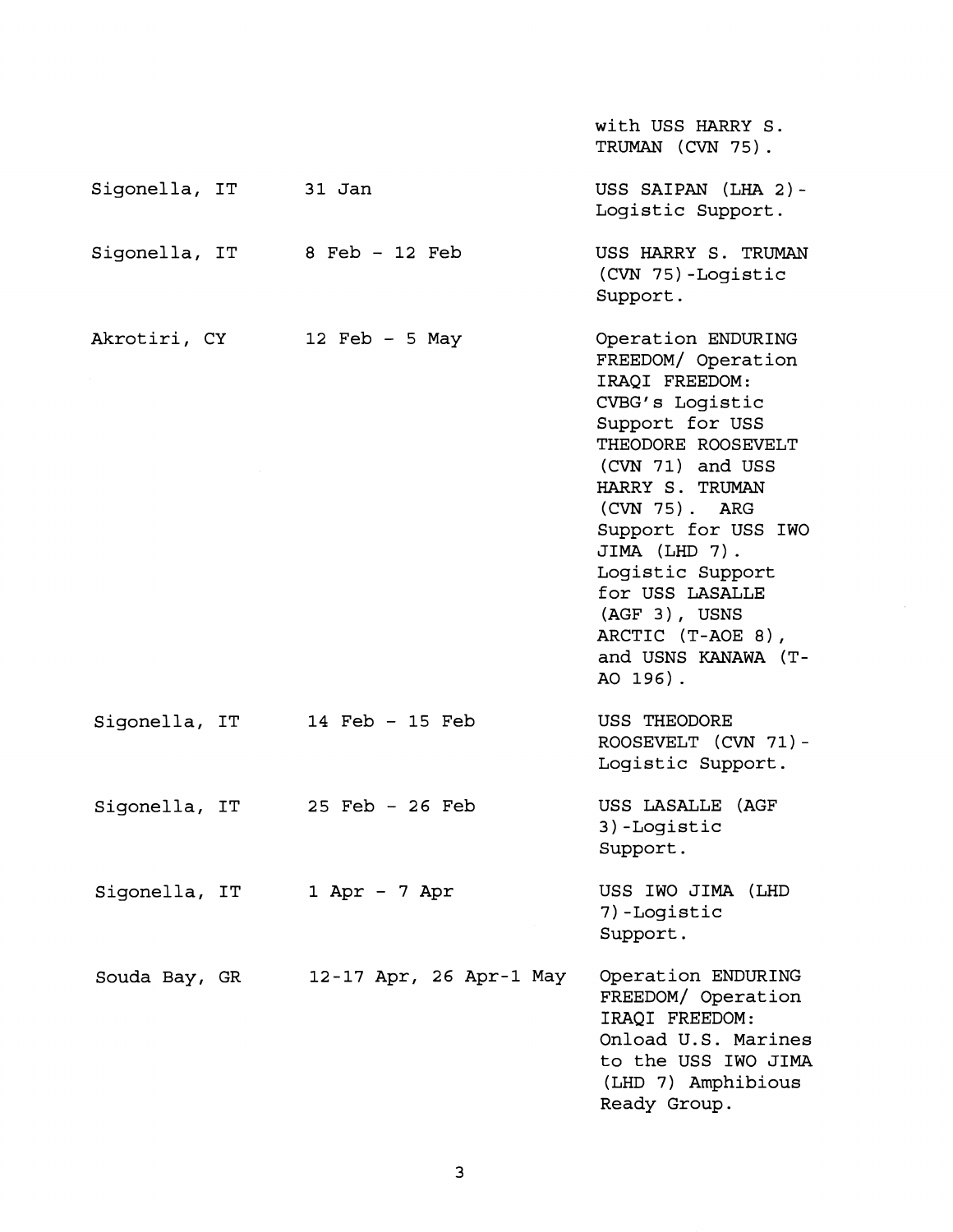| | | |
|---|---|---|
| | | with USS HARRY S. TRUMAN (CVN 75). |
| Sigonella, IT | 31 Jan | USS SAIPAN (LHA 2)-Logistic Support. |
| Sigonella, IT | 8 Feb - 12 Feb | USS HARRY S. TRUMAN (CVN 75)-Logistic Support. |
| Akrotiri, CY | 12 Feb - 5 May | Operation ENDURING FREEDOM/ Operation IRAQI FREEDOM: CVBG's Logistic Support for USS THEODORE ROOSEVELT (CVN 71) and USS HARRY S. TRUMAN (CVN 75). ARG Support for USS IWO JIMA (LHD 7). Logistic Support for USS LASALLE (AGF 3), USNS ARCTIC (T-AOE 8), and USNS KANAWA (T-AO 196). |
| Sigonella, IT | 14 Feb - 15 Feb | USS THEODORE ROOSEVELT (CVN 71)-Logistic Support. |
| Sigonella, IT | 25 Feb - 26 Feb | USS LASALLE (AGF 3)-Logistic Support. |
| Sigonella, IT | 1 Apr - 7 Apr | USS IWO JIMA (LHD 7)-Logistic Support. |
| Souda Bay, GR | 12-17 Apr, 26 Apr-1 May | Operation ENDURING FREEDOM/ Operation IRAQI FREEDOM: Onload U.S. Marines to the USS IWO JIMA (LHD 7) Amphibious Ready Group. |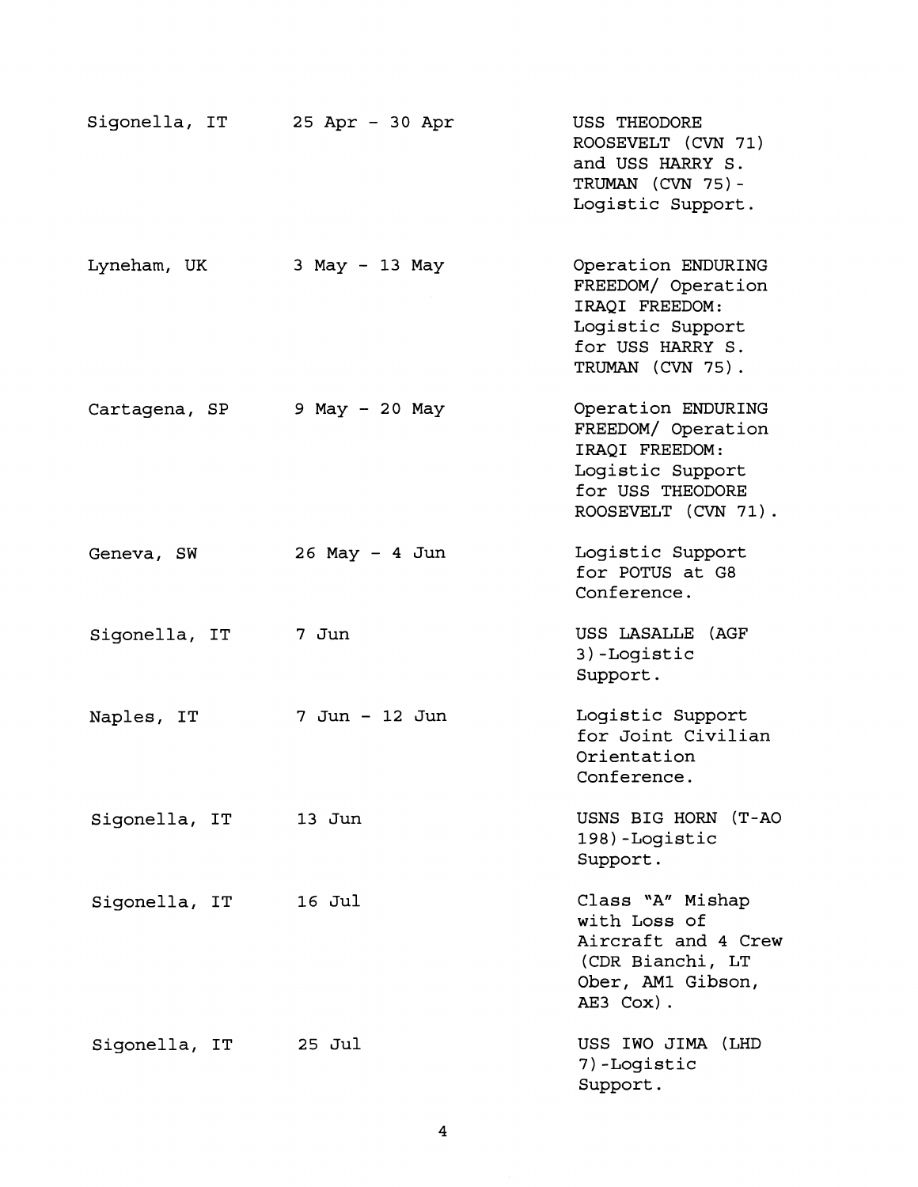| | | |
|---|---|---|
| Sigonella, IT | 25 Apr - 30 Apr | USS THEODORE ROOSEVELT (CVN 71) and USS HARRY S. TRUMAN (CVN 75)-Logistic Support. |
| Lyneham, UK | 3 May - 13 May | Operation ENDURING FREEDOM/ Operation IRAQI FREEDOM: Logistic Support for USS HARRY S. TRUMAN (CVN 75). |
| Cartagena, SP | 9 May - 20 May | Operation ENDURING FREEDOM/ Operation IRAQI FREEDOM: Logistic Support for USS THEODORE ROOSEVELT (CVN 71). |
| Geneva, SW | 26 May - 4 Jun | Logistic Support for POTUS at G8 Conference. |
| Sigonella, IT | 7 Jun | USS LASALLE (AGF 3)-Logistic Support. |
| Naples, IT | 7 Jun - 12 Jun | Logistic Support for Joint Civilian Orientation Conference. |
| Sigonella, IT | 13 Jun | USNS BIG HORN (T-AO 198)-Logistic Support. |
| Sigonella, IT | 16 Jul | Class "A" Mishap with Loss of Aircraft and 4 Crew (CDR Bianchi, LT Ober, AM1 Gibson, AE3 Cox). |
| Sigonella, IT | 25 Jul | USS IWO JIMA (LHD 7)-Logistic Support. |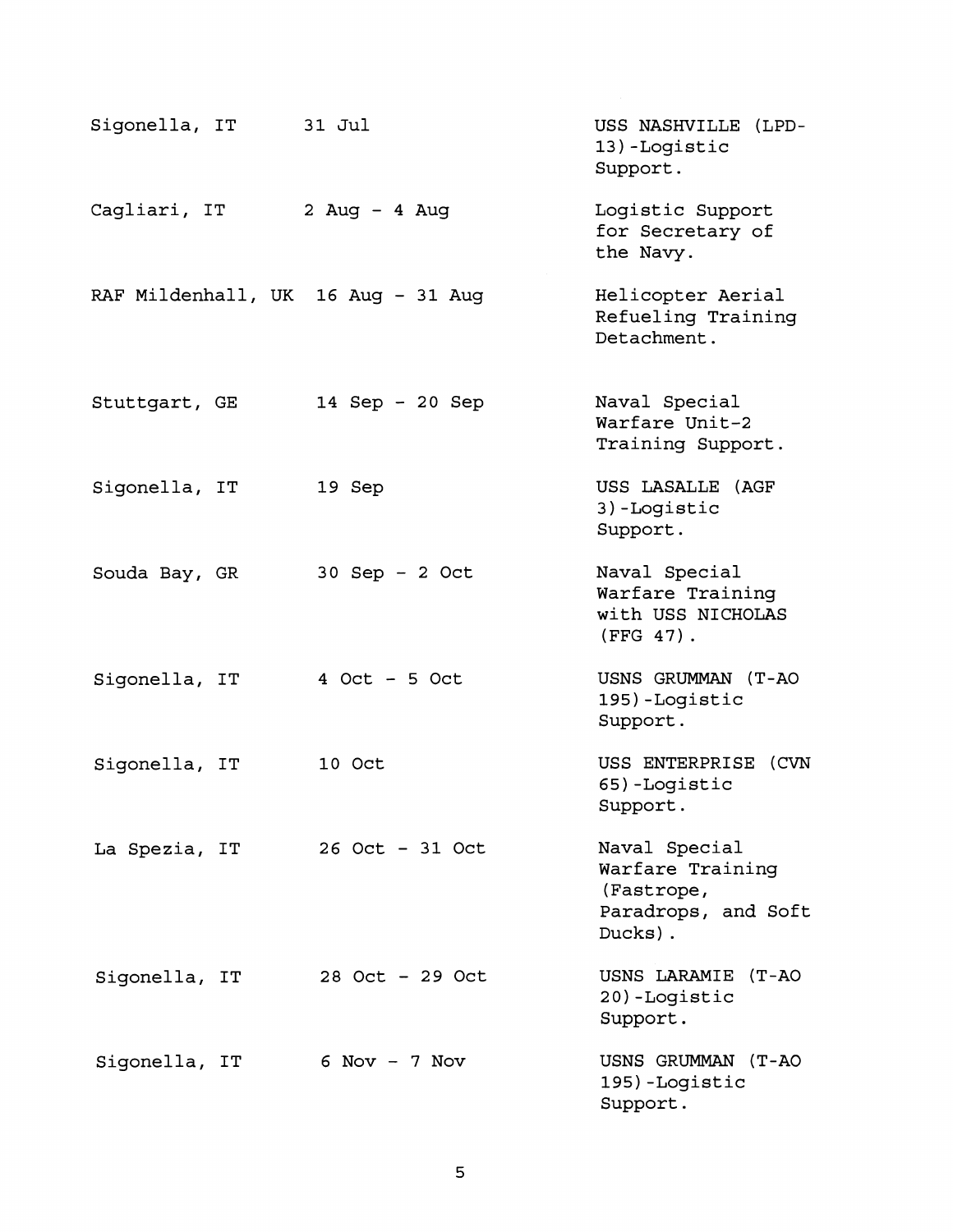| | | |
|---|---|---|
| Sigonella, IT | 31 Jul | USS NASHVILLE (LPD-13)-Logistic Support. |
| Cagliari, IT | 2 Aug - 4 Aug | Logistic Support for Secretary of the Navy. |
| RAF Mildenhall, UK | 16 Aug - 31 Aug | Helicopter Aerial Refueling Training Detachment. |
| Stuttgart, GE | 14 Sep - 20 Sep | Naval Special Warfare Unit-2 Training Support. |
| Sigonella, IT | 19 Sep | USS LASALLE (AGF 3)-Logistic Support. |
| Souda Bay, GR | 30 Sep - 2 Oct | Naval Special Warfare Training with USS NICHOLAS (FFG 47). |
| Sigonella, IT | 4 Oct - 5 Oct | USNS GRUMMAN (T-AO 195)-Logistic Support. |
| Sigonella, IT | 10 Oct | USS ENTERPRISE (CVN 65)-Logistic Support. |
| La Spezia, IT | 26 Oct - 31 Oct | Naval Special Warfare Training (Fastrope, Paradrops, and Soft Ducks). |
| Sigonella, IT | 28 Oct - 29 Oct | USNS LARAMIE (T-AO 20)-Logistic Support. |
| Sigonella, IT | 6 Nov - 7 Nov | USNS GRUMMAN (T-AO 195)-Logistic Support. |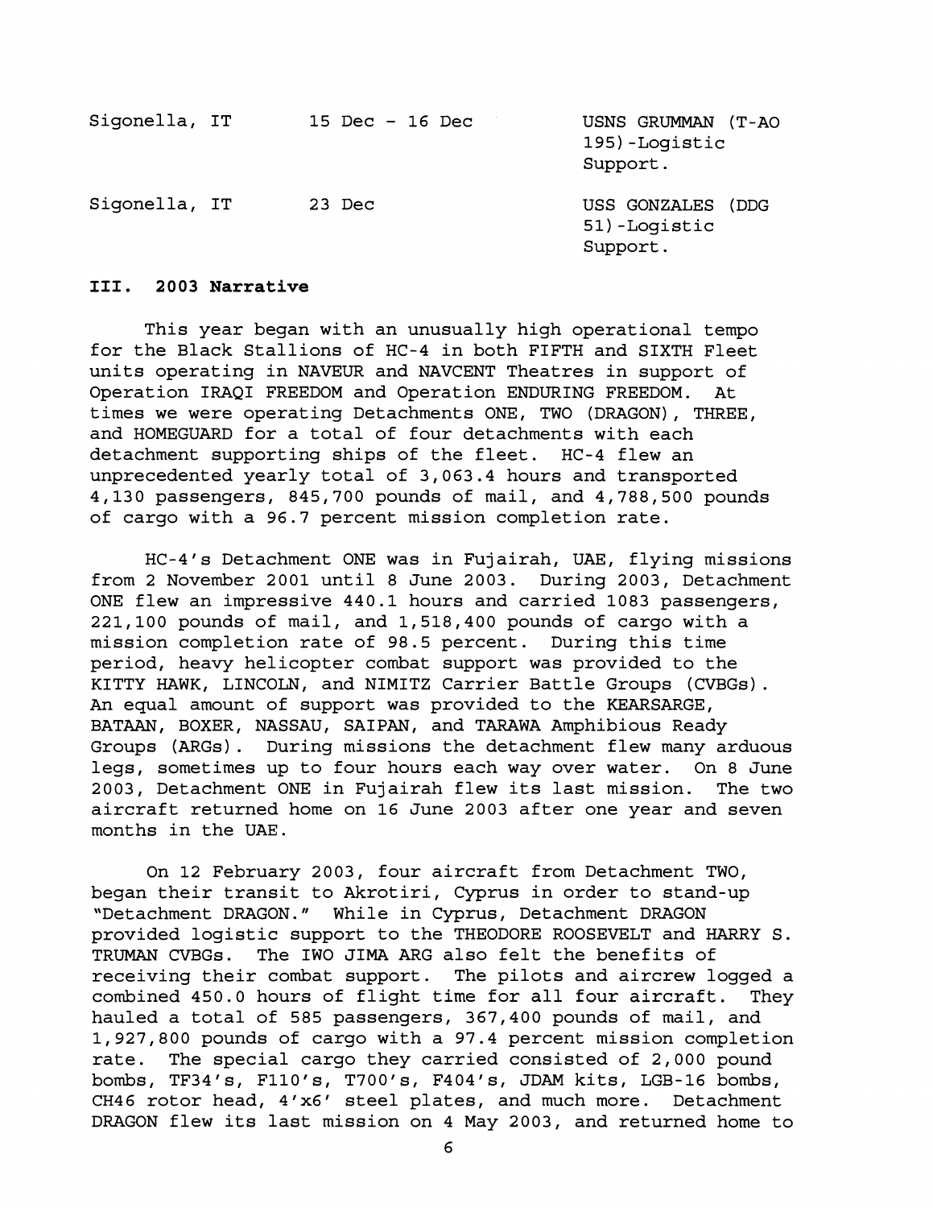| | | |
|---|---|---|
| Sigonella, IT | 15 Dec - 16 Dec | USNS GRUMMAN (T-AO 195)-Logistic Support. |
| Sigonella, IT | 23 Dec | USS GONZALES (DDG 51)-Logistic Support. |

## III. 2003 Narrative

This year began with an unusually high operational tempo for the Black Stallions of HC-4 in both FIFTH and SIXTH Fleet units operating in NAVEUR and NAVCENT Theatres in support of Operation IRAQI FREEDOM and Operation ENDURING FREEDOM. At times we were operating Detachments ONE, TWO (DRAGON), THREE, and HOMEGUARD for a total of four detachments with each detachment supporting ships of the fleet. HC-4 flew an unprecedented yearly total of 3,063.4 hours and transported 4,130 passengers, 845,700 pounds of mail, and 4,788,500 pounds of cargo with a 96.7 percent mission completion rate.

HC-4's Detachment ONE was in Fujairah, UAE, flying missions from 2 November 2001 until 8 June 2003. During 2003, Detachment ONE flew an impressive 440.1 hours and carried 1083 passengers, 221,100 pounds of mail, and 1,518,400 pounds of cargo with a mission completion rate of 98.5 percent. During this time period, heavy helicopter combat support was provided to the KITTY HAWK, LINCOLN, and NIMITZ Carrier Battle Groups (CVBGs). An equal amount of support was provided to the KEARSARGE, BATAAN, BOXER, NASSAU, SAIPAN, and TARAWA Amphibious Ready Groups (ARGs). During missions the detachment flew many arduous legs, sometimes up to four hours each way over water. On 8 June 2003, Detachment ONE in Fujairah flew its last mission. The two aircraft returned home on 16 June 2003 after one year and seven months in the UAE.

On 12 February 2003, four aircraft from Detachment TWO, began their transit to Akrotiri, Cyprus in order to stand-up "Detachment DRAGON." While in Cyprus, Detachment DRAGON provided logistic support to the THEODORE ROOSEVELT and HARRY S. TRUMAN CVBGs. The IWO JIMA ARG also felt the benefits of receiving their combat support. The pilots and aircrew logged a combined 450.0 hours of flight time for all four aircraft. They hauled a total of 585 passengers, 367,400 pounds of mail, and 1,927,800 pounds of cargo with a 97.4 percent mission completion rate. The special cargo they carried consisted of 2,000 pound bombs, TF34's, F110's, T700's, F404's, JDAM kits, LGB-16 bombs, CH46 rotor head, 4'x6' steel plates, and much more. Detachment DRAGON flew its last mission on 4 May 2003, and returned home to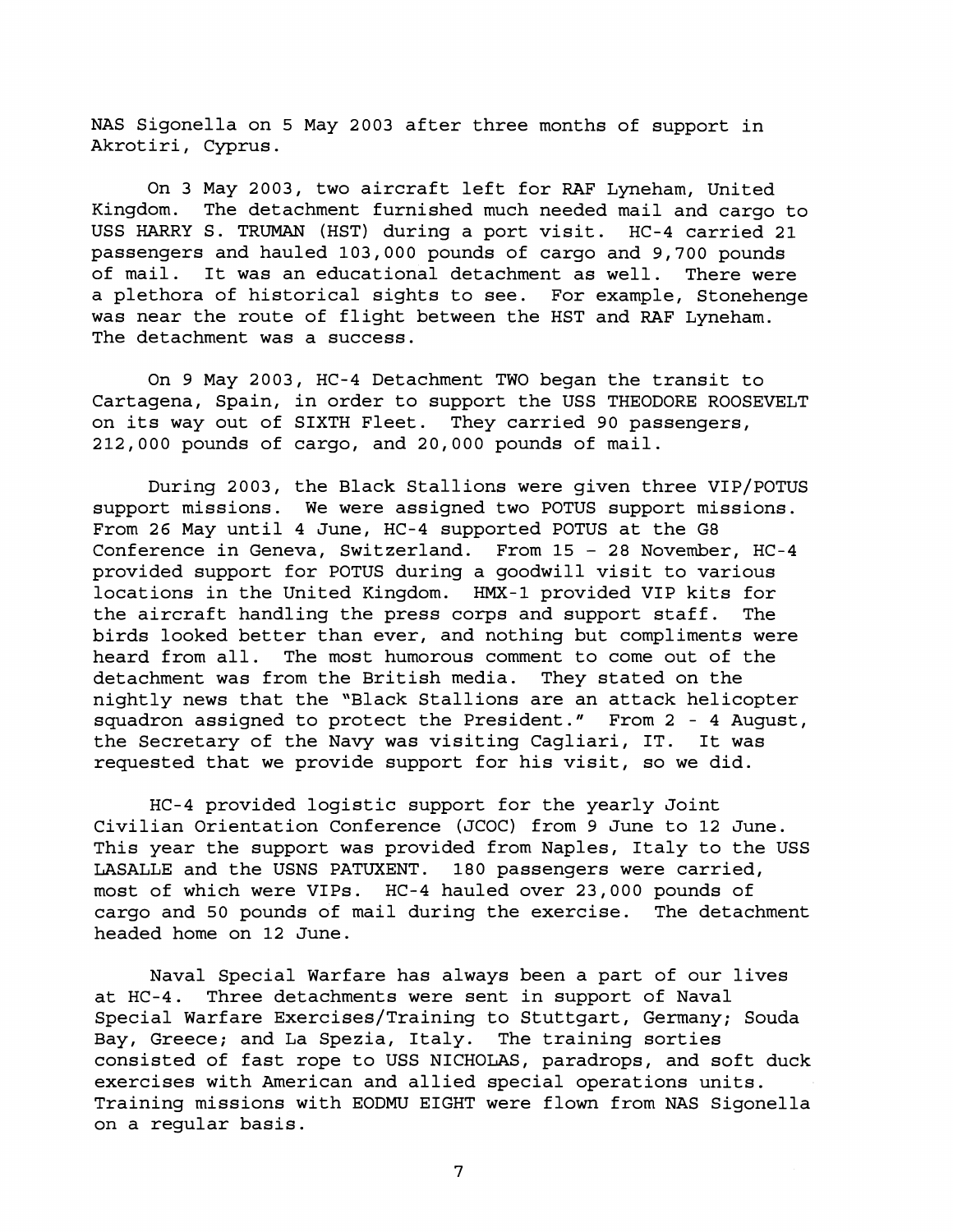NAS Sigonella on 5 May 2003 after three months of support in Akrotiri, Cyprus.

On 3 May 2003, two aircraft left for RAF Lyneham, United Kingdom. The detachment furnished much needed mail and cargo to USS HARRY S. TRUMAN (HST) during a port visit. HC-4 carried 21 passengers and hauled 103,000 pounds of cargo and 9,700 pounds of mail. It was an educational detachment as well. There were a plethora of historical sights to see. For example, Stonehenge was near the route of flight between the HST and RAF Lyneham. The detachment was a success.

On 9 May 2003, HC-4 Detachment TWO began the transit to Cartagena, Spain, in order to support the USS THEODORE ROOSEVELT on its way out of SIXTH Fleet. They carried 90 passengers, 212,000 pounds of cargo, and 20,000 pounds of mail.

During 2003, the Black Stallions were given three VIP/POTUS support missions. We were assigned two POTUS support missions. From 26 May until 4 June, HC-4 supported POTUS at the G8 Conference in Geneva, Switzerland. From 15 - 28 November, HC-4 provided support for POTUS during a goodwill visit to various locations in the United Kingdom. HMX-1 provided VIP kits for the aircraft handling the press corps and support staff. The birds looked better than ever, and nothing but compliments were heard from all. The most humorous comment to come out of the detachment was from the British media. They stated on the nightly news that the "Black Stallions are an attack helicopter squadron assigned to protect the President." From 2 - 4 August, the Secretary of the Navy was visiting Cagliari, IT. It was requested that we provide support for his visit, so we did.

HC-4 provided logistic support for the yearly Joint Civilian Orientation Conference (JCOC) from 9 June to 12 June. This year the support was provided from Naples, Italy to the USS LASALLE and the USNS PATUXENT. 180 passengers were carried, most of which were VIPs. HC-4 hauled over 23,000 pounds of cargo and 50 pounds of mail during the exercise. The detachment headed home on 12 June.

Naval Special Warfare has always been a part of our lives at HC-4. Three detachments were sent in support of Naval Special Warfare Exercises/Training to Stuttgart, Germany; Souda Bay, Greece; and La Spezia, Italy. The training sorties consisted of fast rope to USS NICHOLAS, paradrops, and soft duck exercises with American and allied special operations units. Training missions with EODMU EIGHT were flown from NAS Sigonella on a regular basis.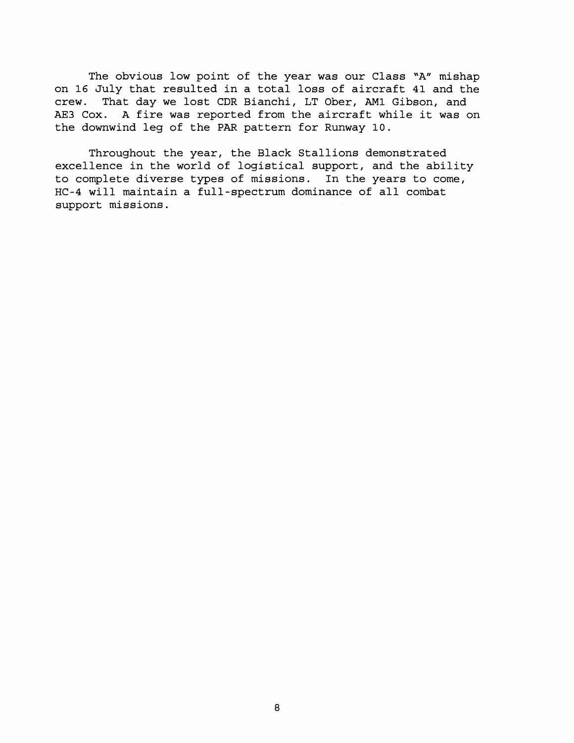The obvious low point of the year was our Class "A" mishap on 16 July that resulted in a total loss of aircraft 41 and the crew. That day we lost CDR Bianchi, LT Ober, AM1 Gibson, and AE3 Cox. A fire was reported from the aircraft while it was on the downwind leg of the PAR pattern for Runway 10.

Throughout the year, the Black Stallions demonstrated excellence in the world of logistical support, and the ability to complete diverse types of missions. In the years to come, HC-4 will maintain a full-spectrum dominance of all combat support missions.